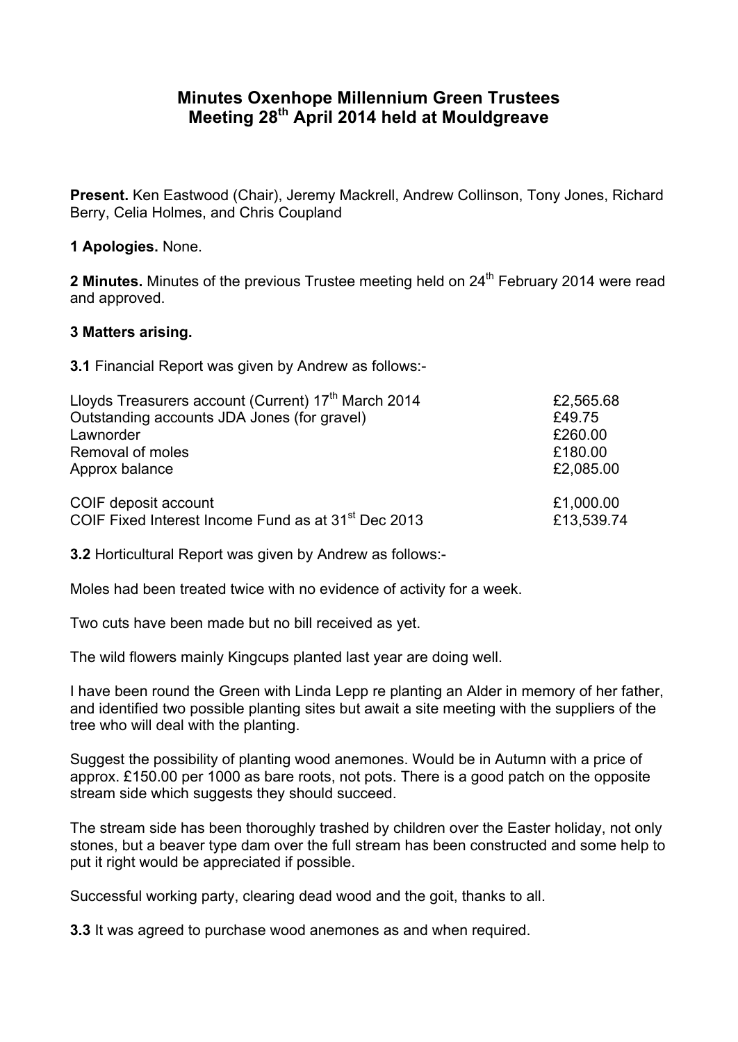# Minutes Oxenhope Millennium Green Trustees Meeting 28th April 2014 held at Mouldgreave

**Present.** Ken Eastwood (Chair), Jeremy Mackrell, Andrew Collinson, Tony Jones, Richard Berry, Celia Holmes, and Chris Coupland

**1 Apologies.** None.

**2 Minutes.** Minutes of the previous Trustee meeting held on 24th February 2014 were read and approved.

**3 Matters arising.**

**3.1** Financial Report was given by Andrew as follows:-

| | |
|---|---|
| Lloyds Treasurers account (Current) 17th March 2014 | £2,565.68 |
| Outstanding accounts JDA Jones (for gravel) | £49.75 |
| Lawnorder | £260.00 |
| Removal of moles | £180.00 |
| Approx balance | £2,085.00 |
| | |
| COIF deposit account | £1,000.00 |
| COIF Fixed Interest Income Fund as at 31st Dec 2013 | £13,539.74 |

**3.2** Horticultural Report was given by Andrew as follows:-

Moles had been treated twice with no evidence of activity for a week.

Two cuts have been made but no bill received as yet.

The wild flowers mainly Kingcups planted last year are doing well.

I have been round the Green with Linda Lepp re planting an Alder in memory of her father, and identified two possible planting sites but await a site meeting with the suppliers of the tree who will deal with the planting.

Suggest the possibility of planting wood anemones. Would be in Autumn with a price of approx. £150.00 per 1000 as bare roots, not pots. There is a good patch on the opposite stream side which suggests they should succeed.

The stream side has been thoroughly trashed by children over the Easter holiday, not only stones, but a beaver type dam over the full stream has been constructed and some help to put it right would be appreciated if possible.

Successful working party, clearing dead wood and the goit, thanks to all.

**3.3** It was agreed to purchase wood anemones as and when required.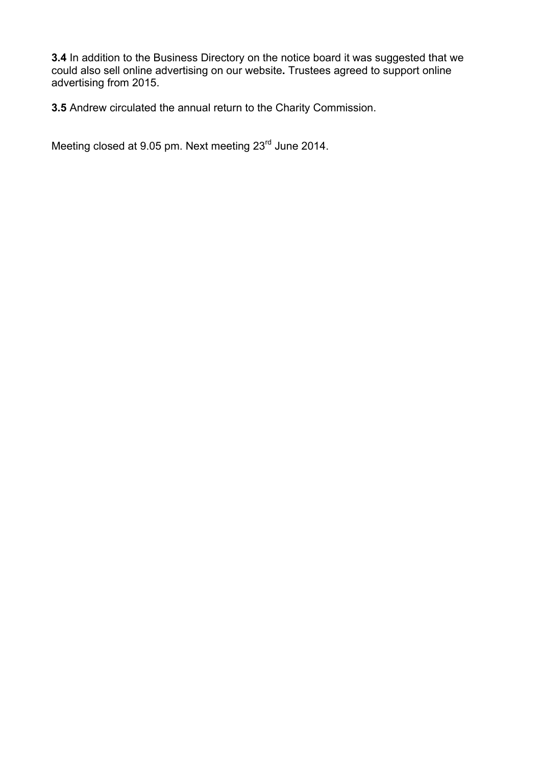**3.4** In addition to the Business Directory on the notice board it was suggested that we could also sell online advertising on our website**.** Trustees agreed to support online advertising from 2015.

**3.5** Andrew circulated the annual return to the Charity Commission.

Meeting closed at 9.05 pm. Next meeting 23rd June 2014.